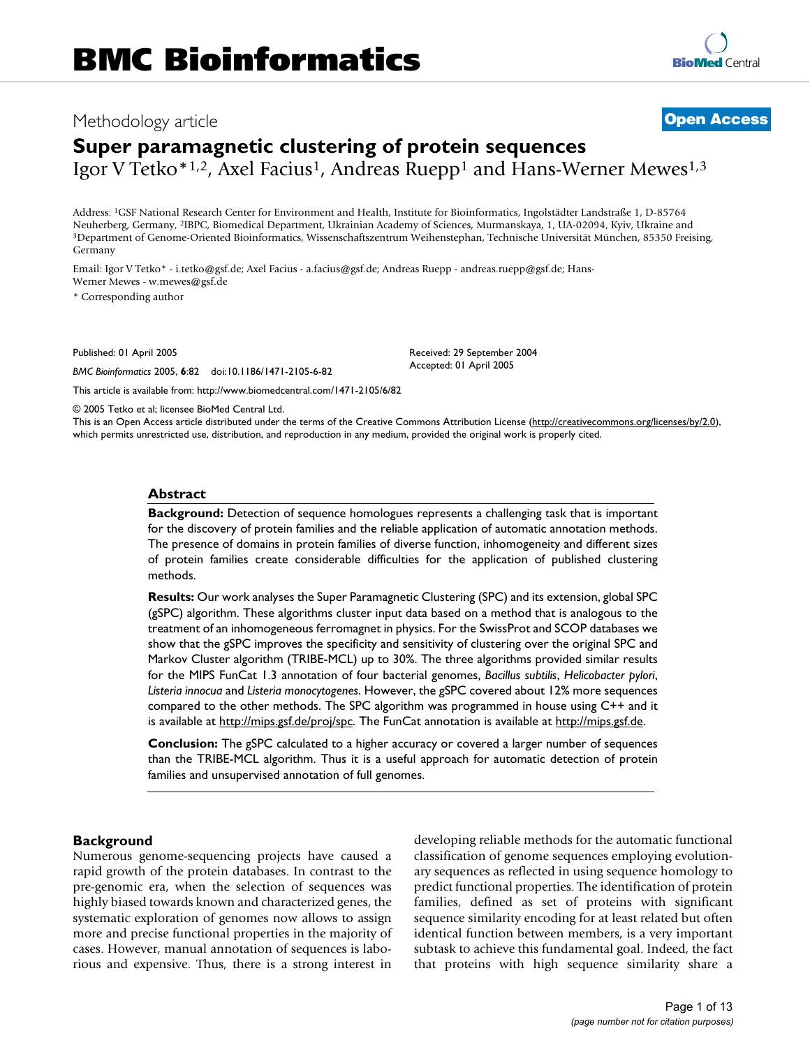Methodology article

**Open Access**

# Super paramagnetic clustering of protein sequences

Igor V Tetko*[1,2], Axel Facius[1], Andreas Ruepp[1] and Hans-Werner Mewes[1,3]

Address: [1]GSF National Research Center for Environment and Health, Institute for Bioinformatics, Ingolstädter Landstraße 1, D-85764 Neuherberg, Germany, [2]IBPC, Biomedical Department, Ukrainian Academy of Sciences, Murmanskaya, 1, UA-02094, Kyiv, Ukraine and [3]Department of Genome-Oriented Bioinformatics, Wissenschaftszentrum Weihenstephan, Technische Universität München, 85350 Freising, Germany

Email: Igor V Tetko* - i.tetko@gsf.de; Axel Facius - a.facius@gsf.de; Andreas Ruepp - andreas.ruepp@gsf.de; Hans-Werner Mewes - w.mewes@gsf.de

\* Corresponding author

Published: 01 April 2005

*BMC Bioinformatics* 2005, **6**:82 doi:10.1186/1471-2105-6-82

Received: 29 September 2004
Accepted: 01 April 2005

This article is available from: http://www.biomedcentral.com/1471-2105/6/82

© 2005 Tetko et al; licensee BioMed Central Ltd.
This is an Open Access article distributed under the terms of the Creative Commons Attribution License (http://creativecommons.org/licenses/by/2.0), which permits unrestricted use, distribution, and reproduction in any medium, provided the original work is properly cited.

## Abstract

**Background:** Detection of sequence homologues represents a challenging task that is important for the discovery of protein families and the reliable application of automatic annotation methods. The presence of domains in protein families of diverse function, inhomogeneity and different sizes of protein families create considerable difficulties for the application of published clustering methods.

**Results:** Our work analyses the Super Paramagnetic Clustering (SPC) and its extension, global SPC (gSPC) algorithm. These algorithms cluster input data based on a method that is analogous to the treatment of an inhomogeneous ferromagnet in physics. For the SwissProt and SCOP databases we show that the gSPC improves the specificity and sensitivity of clustering over the original SPC and Markov Cluster algorithm (TRIBE-MCL) up to 30%. The three algorithms provided similar results for the MIPS FunCat 1.3 annotation of four bacterial genomes, *Bacillus subtilis*, *Helicobacter pylori*, *Listeria innocua* and *Listeria monocytogenes*. However, the gSPC covered about 12% more sequences compared to the other methods. The SPC algorithm was programmed in house using C++ and it is available at http://mips.gsf.de/proj/spc. The FunCat annotation is available at http://mips.gsf.de.

**Conclusion:** The gSPC calculated to a higher accuracy or covered a larger number of sequences than the TRIBE-MCL algorithm. Thus it is a useful approach for automatic detection of protein families and unsupervised annotation of full genomes.

## Background

Numerous genome-sequencing projects have caused a rapid growth of the protein databases. In contrast to the pre-genomic era, when the selection of sequences was highly biased towards known and characterized genes, the systematic exploration of genomes now allows to assign more and precise functional properties in the majority of cases. However, manual annotation of sequences is laborious and expensive. Thus, there is a strong interest in developing reliable methods for the automatic functional classification of genome sequences employing evolutionary sequences as reflected in using sequence homology to predict functional properties. The identification of protein families, defined as set of proteins with significant sequence similarity encoding for at least related but often identical function between members, is a very important subtask to achieve this fundamental goal. Indeed, the fact that proteins with high sequence similarity share a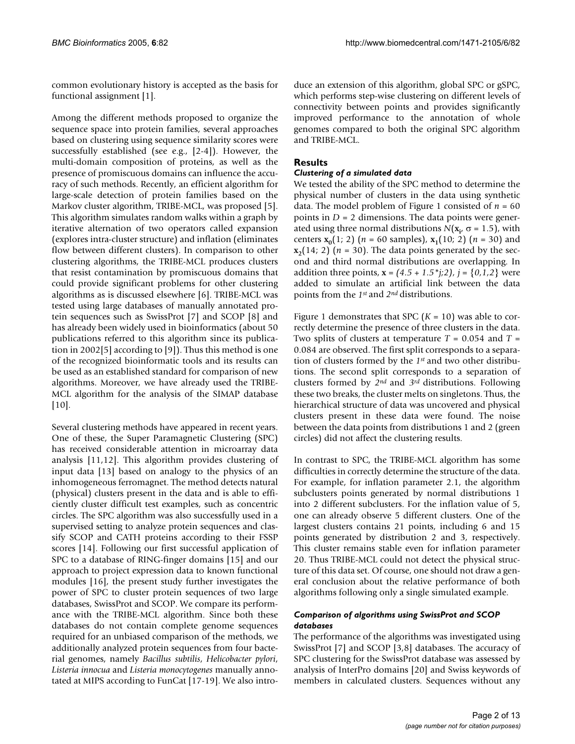common evolutionary history is accepted as the basis for functional assignment [1].

Among the different methods proposed to organize the sequence space into protein families, several approaches based on clustering using sequence similarity scores were successfully established (see e.g., [2-4]). However, the multi-domain composition of proteins, as well as the presence of promiscuous domains can influence the accuracy of such methods. Recently, an efficient algorithm for large-scale detection of protein families based on the Markov cluster algorithm, TRIBE-MCL, was proposed [5]. This algorithm simulates random walks within a graph by iterative alternation of two operators called expansion (explores intra-cluster structure) and inflation (eliminates flow between different clusters). In comparison to other clustering algorithms, the TRIBE-MCL produces clusters that resist contamination by promiscuous domains that could provide significant problems for other clustering algorithms as is discussed elsewhere [6]. TRIBE-MCL was tested using large databases of manually annotated protein sequences such as SwissProt [7] and SCOP [8] and has already been widely used in bioinformatics (about 50 publications referred to this algorithm since its publication in 2002[5] according to [9]). Thus this method is one of the recognized bioinformatic tools and its results can be used as an established standard for comparison of new algorithms. Moreover, we have already used the TRIBE-MCL algorithm for the analysis of the SIMAP database [10].

Several clustering methods have appeared in recent years. One of these, the Super Paramagnetic Clustering (SPC) has received considerable attention in microarray data analysis [11,12]. This algorithm provides clustering of input data [13] based on analogy to the physics of an inhomogeneous ferromagnet. The method detects natural (physical) clusters present in the data and is able to efficiently cluster difficult test examples, such as concentric circles. The SPC algorithm was also successfully used in a supervised setting to analyze protein sequences and classify SCOP and CATH proteins according to their FSSP scores [14]. Following our first successful application of SPC to a database of RING-finger domains [15] and our approach to project expression data to known functional modules [16], the present study further investigates the power of SPC to cluster protein sequences of two large databases, SwissProt and SCOP. We compare its performance with the TRIBE-MCL algorithm. Since both these databases do not contain complete genome sequences required for an unbiased comparison of the methods, we additionally analyzed protein sequences from four bacterial genomes, namely *Bacillus subtilis*, *Helicobacter pylori*, *Listeria innocua* and *Listeria monocytogenes* manually annotated at MIPS according to FunCat [17-19]. We also introduce an extension of this algorithm, global SPC or gSPC, which performs step-wise clustering on different levels of connectivity between points and provides significantly improved performance to the annotation of whole genomes compared to both the original SPC algorithm and TRIBE-MCL.

## Results

### *Clustering of a simulated data*

We tested the ability of the SPC method to determine the physical number of clusters in the data using synthetic data. The model problem of Figure 1 consisted of $n = 60$ points in $D = 2$ dimensions. The data points were generated using three normal distributions $N(\mathbf{x}_i, \sigma = 1.5)$, with centers $\mathbf{x}_0(1; 2)$ ($n = 60$ samples), $\mathbf{x}_1(10; 2)$ ($n = 30$) and $\mathbf{x}_2(14; 2)$ ($n = 30$). The data points generated by the second and third normal distributions are overlapping. In addition three points, $\mathbf{x} = (4.5 + 1.5{*}j;2)$, $j = \{0,1,2\}$ were added to simulate an artificial link between the data points from the *1st* and *2nd* distributions.

Figure 1 demonstrates that SPC ($K = 10$) was able to correctly determine the presence of three clusters in the data. Two splits of clusters at temperature $T = 0.054$ and $T = 0.084$ are observed. The first split corresponds to a separation of clusters formed by the *1st* and two other distributions. The second split corresponds to a separation of clusters formed by *2nd* and *3rd* distributions. Following these two breaks, the cluster melts on singletons. Thus, the hierarchical structure of data was uncovered and physical clusters present in these data were found. The noise between the data points from distributions 1 and 2 (green circles) did not affect the clustering results.

In contrast to SPC, the TRIBE-MCL algorithm has some difficulties in correctly determine the structure of the data. For example, for inflation parameter 2.1, the algorithm subclusters points generated by normal distributions 1 into 2 different subclusters. For the inflation value of 5, one can already observe 5 different clusters. One of the largest clusters contains 21 points, including 6 and 15 points generated by distribution 2 and 3, respectively. This cluster remains stable even for inflation parameter 20. Thus TRIBE-MCL could not detect the physical structure of this data set. Of course, one should not draw a general conclusion about the relative performance of both algorithms following only a single simulated example.

### *Comparison of algorithms using SwissProt and SCOP databases*

The performance of the algorithms was investigated using SwissProt [7] and SCOP [3,8] databases. The accuracy of SPC clustering for the SwissProt database was assessed by analysis of InterPro domains [20] and Swiss keywords of members in calculated clusters. Sequences without any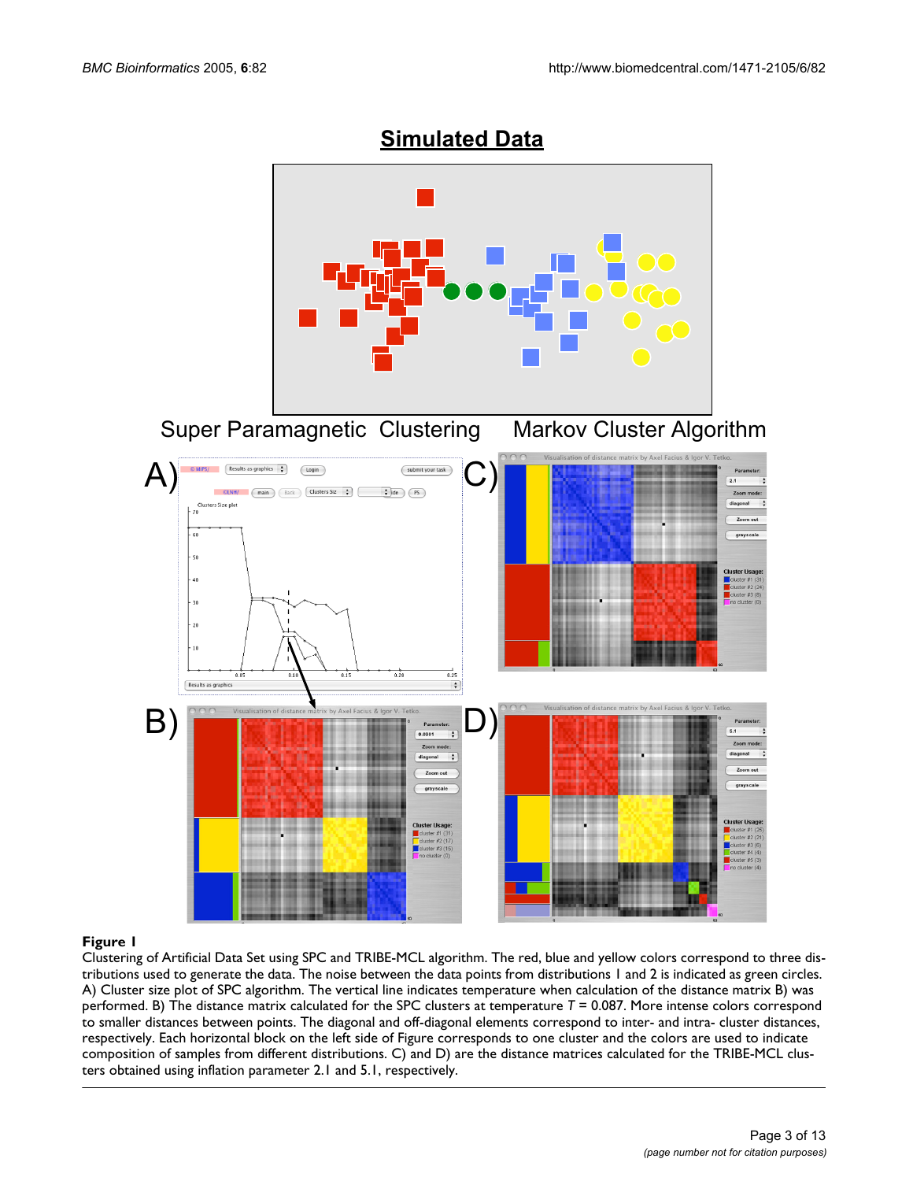**Figure 1**

Clustering of Artificial Data Set using SPC and TRIBE-MCL algorithm. The red, blue and yellow colors correspond to three distributions used to generate the data. The noise between the data points from distributions 1 and 2 is indicated as green circles. A) Cluster size plot of SPC algorithm. The vertical line indicates temperature when calculation of the distance matrix B) was performed. B) The distance matrix calculated for the SPC clusters at temperature $T = 0.087$. More intense colors correspond to smaller distances between points. The diagonal and off-diagonal elements correspond to inter- and intra- cluster distances, respectively. Each horizontal block on the left side of Figure corresponds to one cluster and the colors are used to indicate composition of samples from different distributions. C) and D) are the distance matrices calculated for the TRIBE-MCL clusters obtained using inflation parameter 2.1 and 5.1, respectively.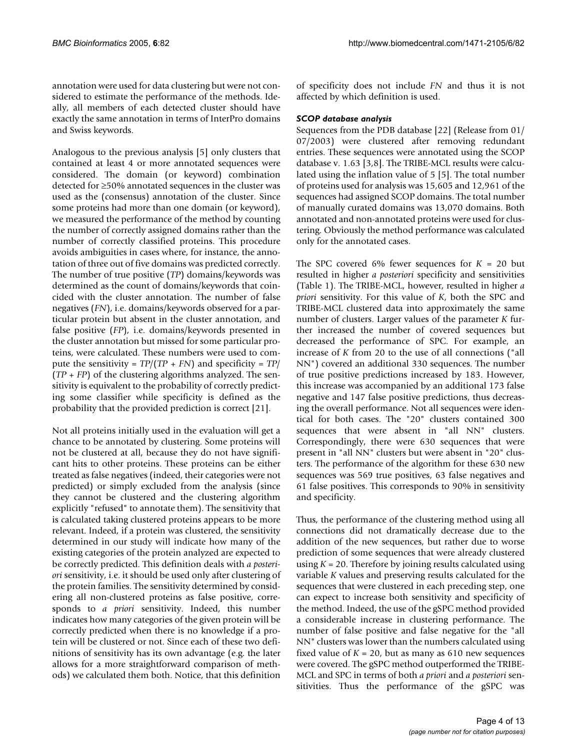annotation were used for data clustering but were not considered to estimate the performance of the methods. Ideally, all members of each detected cluster should have exactly the same annotation in terms of InterPro domains and Swiss keywords.

Analogous to the previous analysis [5] only clusters that contained at least 4 or more annotated sequences were considered. The domain (or keyword) combination detected for ≥50% annotated sequences in the cluster was used as the (consensus) annotation of the cluster. Since some proteins had more than one domain (or keyword), we measured the performance of the method by counting the number of correctly assigned domains rather than the number of correctly classified proteins. This procedure avoids ambiguities in cases where, for instance, the annotation of three out of five domains was predicted correctly. The number of true positive (*TP*) domains/keywords was determined as the count of domains/keywords that coincided with the cluster annotation. The number of false negatives (*FN*), i.e. domains/keywords observed for a particular protein but absent in the cluster annotation, and false positive (*FP*), i.e. domains/keywords presented in the cluster annotation but missed for some particular proteins, were calculated. These numbers were used to compute the sensitivity = $TP/(TP + FN)$ and specificity = $TP/(TP + FP)$ of the clustering algorithms analyzed. The sensitivity is equivalent to the probability of correctly predicting some classifier while specificity is defined as the probability that the provided prediction is correct [21].

Not all proteins initially used in the evaluation will get a chance to be annotated by clustering. Some proteins will not be clustered at all, because they do not have significant hits to other proteins. These proteins can be either treated as false negatives (indeed, their categories were not predicted) or simply excluded from the analysis (since they cannot be clustered and the clustering algorithm explicitly "refused" to annotate them). The sensitivity that is calculated taking clustered proteins appears to be more relevant. Indeed, if a protein was clustered, the sensitivity determined in our study will indicate how many of the existing categories of the protein analyzed are expected to be correctly predicted. This definition deals with *a posteriori* sensitivity, i.e. it should be used only after clustering of the protein families. The sensitivity determined by considering all non-clustered proteins as false positive, corresponds to *a priori* sensitivity. Indeed, this number indicates how many categories of the given protein will be correctly predicted when there is no knowledge if a protein will be clustered or not. Since each of these two definitions of sensitivity has its own advantage (e.g. the later allows for a more straightforward comparison of methods) we calculated them both. Notice, that this definition of specificity does not include *FN* and thus it is not affected by which definition is used.

### *SCOP database analysis*

Sequences from the PDB database [22] (Release from 01/07/2003) were clustered after removing redundant entries. These sequences were annotated using the SCOP database v. 1.63 [3,8]. The TRIBE-MCL results were calculated using the inflation value of 5 [5]. The total number of proteins used for analysis was 15,605 and 12,961 of the sequences had assigned SCOP domains. The total number of manually curated domains was 13,070 domains. Both annotated and non-annotated proteins were used for clustering. Obviously the method performance was calculated only for the annotated cases.

The SPC covered 6% fewer sequences for $K = 20$ but resulted in higher *a posteriori* specificity and sensitivities (Table 1). The TRIBE-MCL, however, resulted in higher *a priori* sensitivity. For this value of *K*, both the SPC and TRIBE-MCL clustered data into approximately the same number of clusters. Larger values of the parameter *K* further increased the number of covered sequences but decreased the performance of SPC. For example, an increase of *K* from 20 to the use of all connections ("all NN") covered an additional 330 sequences. The number of true positive predictions increased by 183. However, this increase was accompanied by an additional 173 false negative and 147 false positive predictions, thus decreasing the overall performance. Not all sequences were identical for both cases. The "20" clusters contained 300 sequences that were absent in "all NN" clusters. Correspondingly, there were 630 sequences that were present in "all NN" clusters but were absent in "20" clusters. The performance of the algorithm for these 630 new sequences was 569 true positives, 63 false negatives and 61 false positives. This corresponds to 90% in sensitivity and specificity.

Thus, the performance of the clustering method using all connections did not dramatically decrease due to the addition of the new sequences, but rather due to worse prediction of some sequences that were already clustered using $K = 20$. Therefore by joining results calculated using variable *K* values and preserving results calculated for the sequences that were clustered in each preceding step, one can expect to increase both sensitivity and specificity of the method. Indeed, the use of the gSPC method provided a considerable increase in clustering performance. The number of false positive and false negative for the "all NN" clusters was lower than the numbers calculated using fixed value of $K = 20$, but as many as 610 new sequences were covered. The gSPC method outperformed the TRIBE-MCL and SPC in terms of both *a priori* and *a posteriori* sensitivities. Thus the performance of the gSPC was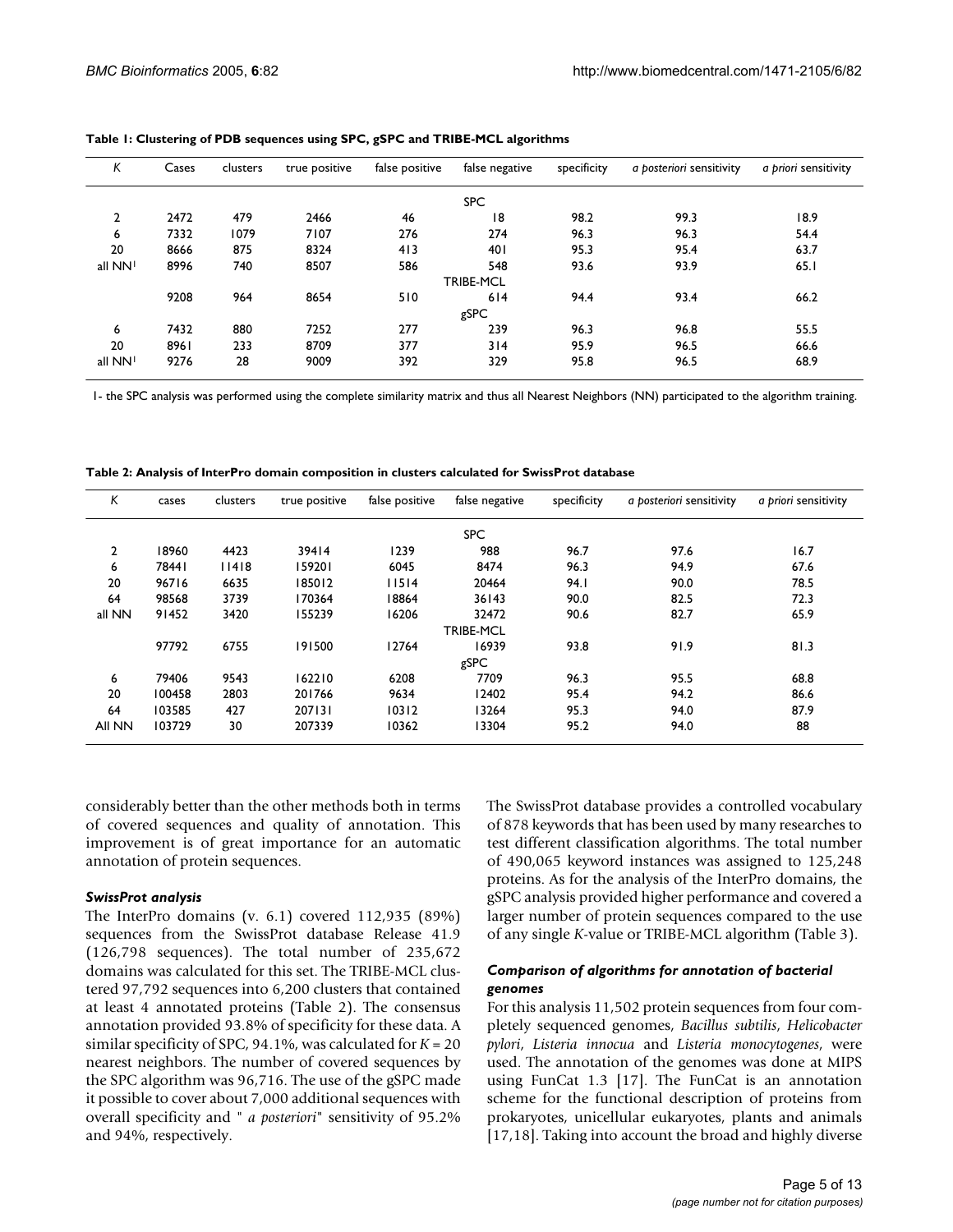**Table 1: Clustering of PDB sequences using SPC, gSPC and TRIBE-MCL algorithms**

| *K* | Cases | clusters | true positive | false positive | false negative | specificity | *a posteriori* sensitivity | *a priori* sensitivity |
|---|---|---|---|---|---|---|---|---|
| | | | | | SPC | | | |
| 2 | 2472 | 479 | 2466 | 46 | 18 | 98.2 | 99.3 | 18.9 |
| 6 | 7332 | 1079 | 7107 | 276 | 274 | 96.3 | 96.3 | 54.4 |
| 20 | 8666 | 875 | 8324 | 413 | 401 | 95.3 | 95.4 | 63.7 |
| all NN[1] | 8996 | 740 | 8507 | 586 | 548 | 93.6 | 93.9 | 65.1 |
| | | | | | TRIBE-MCL | | | |
| | 9208 | 964 | 8654 | 510 | 614 | 94.4 | 93.4 | 66.2 |
| | | | | | gSPC | | | |
| 6 | 7432 | 880 | 7252 | 277 | 239 | 96.3 | 96.8 | 55.5 |
| 20 | 8961 | 233 | 8709 | 377 | 314 | 95.9 | 96.5 | 66.6 |
| all NN[1] | 9276 | 28 | 9009 | 392 | 329 | 95.8 | 96.5 | 68.9 |

1- the SPC analysis was performed using the complete similarity matrix and thus all Nearest Neighbors (NN) participated to the algorithm training.

**Table 2: Analysis of InterPro domain composition in clusters calculated for SwissProt database**

| *K* | cases | clusters | true positive | false positive | false negative | specificity | *a posteriori* sensitivity | *a priori* sensitivity |
|---|---|---|---|---|---|---|---|---|
| | | | | | SPC | | | |
| 2 | 18960 | 4423 | 39414 | 1239 | 988 | 96.7 | 97.6 | 16.7 |
| 6 | 78441 | 11418 | 159201 | 6045 | 8474 | 96.3 | 94.9 | 67.6 |
| 20 | 96716 | 6635 | 185012 | 11514 | 20464 | 94.1 | 90.0 | 78.5 |
| 64 | 98568 | 3739 | 170364 | 18864 | 36143 | 90.0 | 82.5 | 72.3 |
| all NN | 91452 | 3420 | 155239 | 16206 | 32472 | 90.6 | 82.7 | 65.9 |
| | | | | | TRIBE-MCL | | | |
| | 97792 | 6755 | 191500 | 12764 | 16939 | 93.8 | 91.9 | 81.3 |
| | | | | | gSPC | | | |
| 6 | 79406 | 9543 | 162210 | 6208 | 7709 | 96.3 | 95.5 | 68.8 |
| 20 | 100458 | 2803 | 201766 | 9634 | 12402 | 95.4 | 94.2 | 86.6 |
| 64 | 103585 | 427 | 207131 | 10312 | 13264 | 95.3 | 94.0 | 87.9 |
| All NN | 103729 | 30 | 207339 | 10362 | 13304 | 95.2 | 94.0 | 88 |

considerably better than the other methods both in terms of covered sequences and quality of annotation. This improvement is of great importance for an automatic annotation of protein sequences.

### *SwissProt analysis*

The InterPro domains (v. 6.1) covered 112,935 (89%) sequences from the SwissProt database Release 41.9 (126,798 sequences). The total number of 235,672 domains was calculated for this set. The TRIBE-MCL clustered 97,792 sequences into 6,200 clusters that contained at least 4 annotated proteins (Table 2). The consensus annotation provided 93.8% of specificity for these data. A similar specificity of SPC, 94.1%, was calculated for $K = 20$ nearest neighbors. The number of covered sequences by the SPC algorithm was 96,716. The use of the gSPC made it possible to cover about 7,000 additional sequences with overall specificity and " *a posteriori*" sensitivity of 95.2% and 94%, respectively.

The SwissProt database provides a controlled vocabulary of 878 keywords that has been used by many researches to test different classification algorithms. The total number of 490,065 keyword instances was assigned to 125,248 proteins. As for the analysis of the InterPro domains, the gSPC analysis provided higher performance and covered a larger number of protein sequences compared to the use of any single *K*-value or TRIBE-MCL algorithm (Table 3).

### *Comparison of algorithms for annotation of bacterial genomes*

For this analysis 11,502 protein sequences from four completely sequenced genomes, *Bacillus subtilis*, *Helicobacter pylori*, *Listeria innocua* and *Listeria monocytogenes*, were used. The annotation of the genomes was done at MIPS using FunCat 1.3 [17]. The FunCat is an annotation scheme for the functional description of proteins from prokaryotes, unicellular eukaryotes, plants and animals [17,18]. Taking into account the broad and highly diverse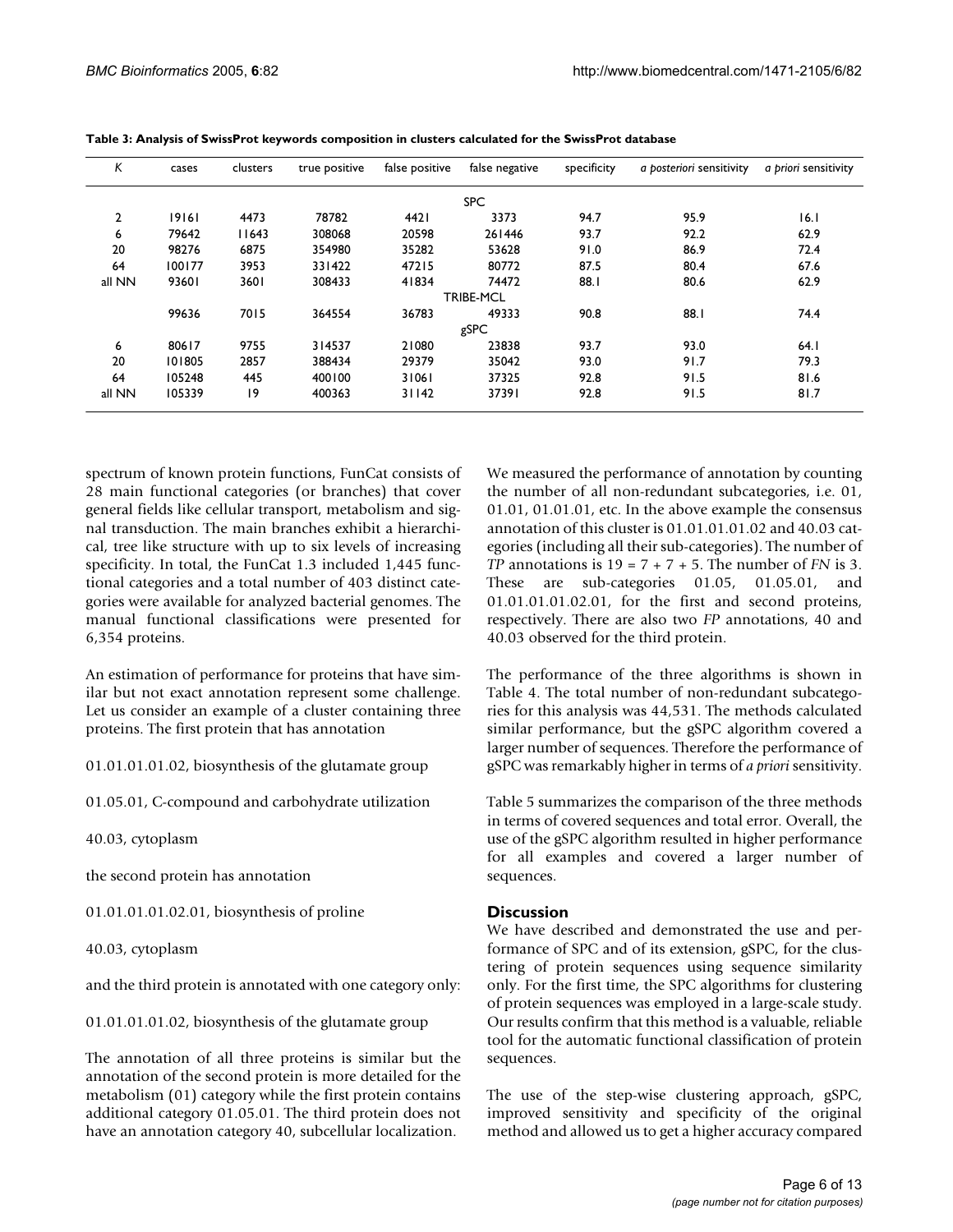**Table 3: Analysis of SwissProt keywords composition in clusters calculated for the SwissProt database**

| K | cases | clusters | true positive | false positive | false negative | specificity | *a posteriori* sensitivity | *a priori* sensitivity |
|---|---|---|---|---|---|---|---|---|
| | | | | | SPC | | | |
| 2 | 19161 | 4473 | 78782 | 4421 | 3373 | 94.7 | 95.9 | 16.1 |
| 6 | 79642 | 11643 | 308068 | 20598 | 261446 | 93.7 | 92.2 | 62.9 |
| 20 | 98276 | 6875 | 354980 | 35282 | 53628 | 91.0 | 86.9 | 72.4 |
| 64 | 100177 | 3953 | 331422 | 47215 | 80772 | 87.5 | 80.4 | 67.6 |
| all NN | 93601 | 3601 | 308433 | 41834 | 74472 | 88.1 | 80.6 | 62.9 |
| | | | | | TRIBE-MCL | | | |
| | 99636 | 7015 | 364554 | 36783 | 49333 | 90.8 | 88.1 | 74.4 |
| | | | | | gSPC | | | |
| 6 | 80617 | 9755 | 314537 | 21080 | 23838 | 93.7 | 93.0 | 64.1 |
| 20 | 101805 | 2857 | 388434 | 29379 | 35042 | 93.0 | 91.7 | 79.3 |
| 64 | 105248 | 445 | 400100 | 31061 | 37325 | 92.8 | 91.5 | 81.6 |
| all NN | 105339 | 19 | 400363 | 31142 | 37391 | 92.8 | 91.5 | 81.7 |

spectrum of known protein functions, FunCat consists of 28 main functional categories (or branches) that cover general fields like cellular transport, metabolism and signal transduction. The main branches exhibit a hierarchical, tree like structure with up to six levels of increasing specificity. In total, the FunCat 1.3 included 1,445 functional categories and a total number of 403 distinct categories were available for analyzed bacterial genomes. The manual functional classifications were presented for 6,354 proteins.

An estimation of performance for proteins that have similar but not exact annotation represent some challenge. Let us consider an example of a cluster containing three proteins. The first protein that has annotation

01.01.01.01.02, biosynthesis of the glutamate group

01.05.01, C-compound and carbohydrate utilization

40.03, cytoplasm

the second protein has annotation

01.01.01.01.02.01, biosynthesis of proline

40.03, cytoplasm

and the third protein is annotated with one category only:

01.01.01.01.02, biosynthesis of the glutamate group

The annotation of all three proteins is similar but the annotation of the second protein is more detailed for the metabolism (01) category while the first protein contains additional category 01.05.01. The third protein does not have an annotation category 40, subcellular localization.

We measured the performance of annotation by counting the number of all non-redundant subcategories, i.e. 01, 01.01, 01.01.01, etc. In the above example the consensus annotation of this cluster is 01.01.01.01.02 and 40.03 categories (including all their sub-categories). The number of *TP* annotations is 19 = 7 + 7 + 5. The number of *FN* is 3. These are sub-categories 01.05, 01.05.01, and 01.01.01.01.02.01, for the first and second proteins, respectively. There are also two *FP* annotations, 40 and 40.03 observed for the third protein.

The performance of the three algorithms is shown in Table 4. The total number of non-redundant subcategories for this analysis was 44,531. The methods calculated similar performance, but the gSPC algorithm covered a larger number of sequences. Therefore the performance of gSPC was remarkably higher in terms of *a priori* sensitivity.

Table 5 summarizes the comparison of the three methods in terms of covered sequences and total error. Overall, the use of the gSPC algorithm resulted in higher performance for all examples and covered a larger number of sequences.

## Discussion

We have described and demonstrated the use and performance of SPC and of its extension, gSPC, for the clustering of protein sequences using sequence similarity only. For the first time, the SPC algorithms for clustering of protein sequences was employed in a large-scale study. Our results confirm that this method is a valuable, reliable tool for the automatic functional classification of protein sequences.

The use of the step-wise clustering approach, gSPC, improved sensitivity and specificity of the original method and allowed us to get a higher accuracy compared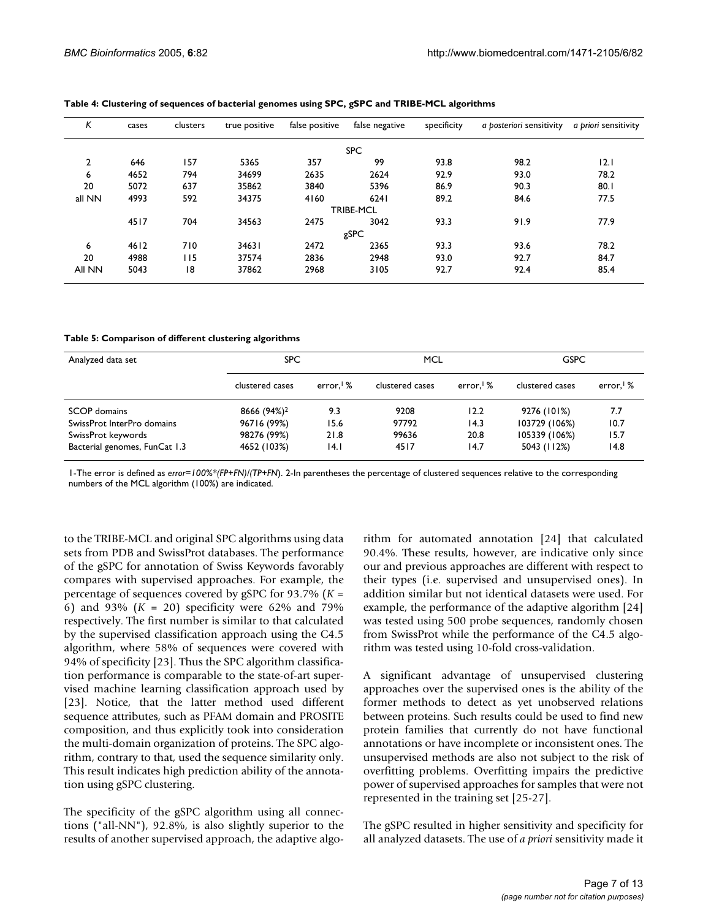**Table 4: Clustering of sequences of bacterial genomes using SPC, gSPC and TRIBE-MCL algorithms**

| $K$ | cases | clusters | true positive | false positive | false negative | specificity | *a posteriori* sensitivity | *a priori* sensitivity |
|---|---|---|---|---|---|---|---|---|
| | | | | | SPC | | | |
| 2 | 646 | 157 | 5365 | 357 | 99 | 93.8 | 98.2 | 12.1 |
| 6 | 4652 | 794 | 34699 | 2635 | 2624 | 92.9 | 93.0 | 78.2 |
| 20 | 5072 | 637 | 35862 | 3840 | 5396 | 86.9 | 90.3 | 80.1 |
| all NN | 4993 | 592 | 34375 | 4160 | 6241 | 89.2 | 84.6 | 77.5 |
| | | | | | TRIBE-MCL | | | |
| | 4517 | 704 | 34563 | 2475 | 3042 | 93.3 | 91.9 | 77.9 |
| | | | | | gSPC | | | |
| 6 | 4612 | 710 | 34631 | 2472 | 2365 | 93.3 | 93.6 | 78.2 |
| 20 | 4988 | 115 | 37574 | 2836 | 2948 | 93.0 | 92.7 | 84.7 |
| All NN | 5043 | 18 | 37862 | 2968 | 3105 | 92.7 | 92.4 | 85.4 |

**Table 5: Comparison of different clustering algorithms**

| Analyzed data set | SPC | | MCL | | GSPC | |
|---|---|---|---|---|---|---|
| | clustered cases | error,[1] % | clustered cases | error,[1] % | clustered cases | error,[1] % |
| SCOP domains | 8666 (94%)[2] | 9.3 | 9208 | 12.2 | 9276 (101%) | 7.7 |
| SwissProt InterPro domains | 96716 (99%) | 15.6 | 97792 | 14.3 | 103729 (106%) | 10.7 |
| SwissProt keywords | 98276 (99%) | 21.8 | 99636 | 20.8 | 105339 (106%) | 15.7 |
| Bacterial genomes, FunCat 1.3 | 4652 (103%) | 14.1 | 4517 | 14.7 | 5043 (112%) | 14.8 |

1-The error is defined as *error=100%\*(FP+FN)/(TP+FN)*. 2-In parentheses the percentage of clustered sequences relative to the corresponding numbers of the MCL algorithm (100%) are indicated.

to the TRIBE-MCL and original SPC algorithms using data sets from PDB and SwissProt databases. The performance of the gSPC for annotation of Swiss Keywords favorably compares with supervised approaches. For example, the percentage of sequences covered by gSPC for 93.7% ($K$ = 6) and 93% ($K$ = 20) specificity were 62% and 79% respectively. The first number is similar to that calculated by the supervised classification approach using the C4.5 algorithm, where 58% of sequences were covered with 94% of specificity [23]. Thus the SPC algorithm classification performance is comparable to the state-of-art supervised machine learning classification approach used by [23]. Notice, that the latter method used different sequence attributes, such as PFAM domain and PROSITE composition, and thus explicitly took into consideration the multi-domain organization of proteins. The SPC algorithm, contrary to that, used the sequence similarity only. This result indicates high prediction ability of the annotation using gSPC clustering.

The specificity of the gSPC algorithm using all connections ("all-NN"), 92.8%, is also slightly superior to the results of another supervised approach, the adaptive algorithm for automated annotation [24] that calculated 90.4%. These results, however, are indicative only since our and previous approaches are different with respect to their types (i.e. supervised and unsupervised ones). In addition similar but not identical datasets were used. For example, the performance of the adaptive algorithm [24] was tested using 500 probe sequences, randomly chosen from SwissProt while the performance of the C4.5 algorithm was tested using 10-fold cross-validation.

A significant advantage of unsupervised clustering approaches over the supervised ones is the ability of the former methods to detect as yet unobserved relations between proteins. Such results could be used to find new protein families that currently do not have functional annotations or have incomplete or inconsistent ones. The unsupervised methods are also not subject to the risk of overfitting problems. Overfitting impairs the predictive power of supervised approaches for samples that were not represented in the training set [25-27].

The gSPC resulted in higher sensitivity and specificity for all analyzed datasets. The use of *a priori* sensitivity made it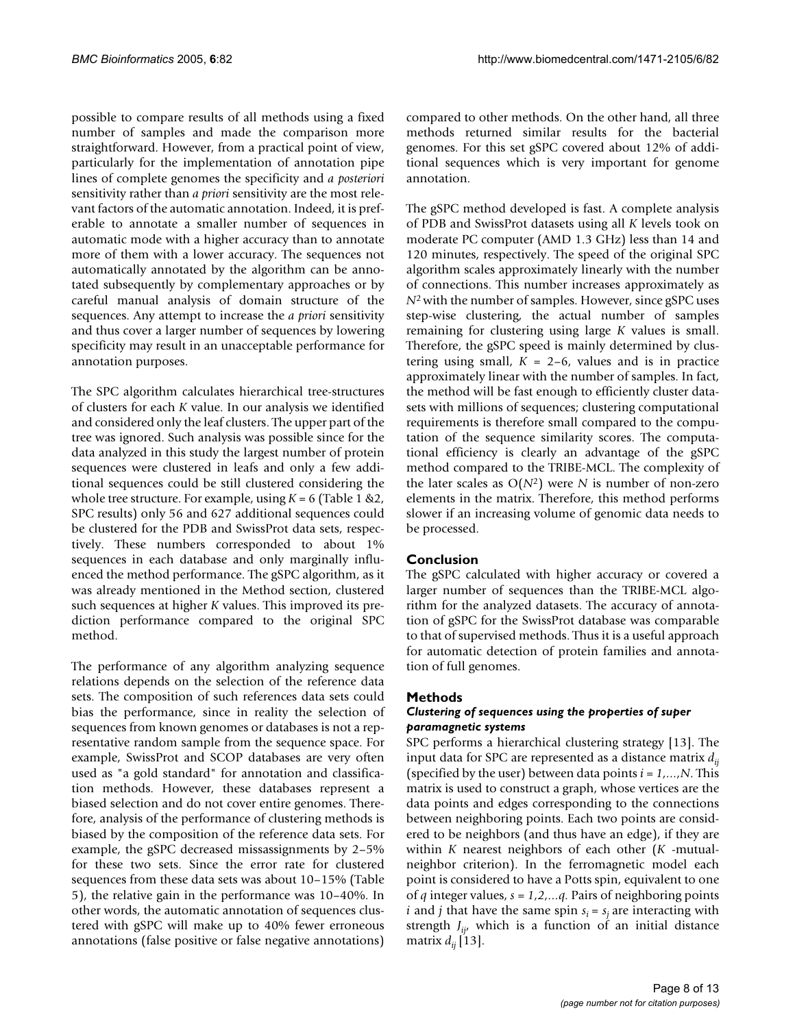possible to compare results of all methods using a fixed number of samples and made the comparison more straightforward. However, from a practical point of view, particularly for the implementation of annotation pipe lines of complete genomes the specificity and *a posteriori* sensitivity rather than *a priori* sensitivity are the most relevant factors of the automatic annotation. Indeed, it is preferable to annotate a smaller number of sequences in automatic mode with a higher accuracy than to annotate more of them with a lower accuracy. The sequences not automatically annotated by the algorithm can be annotated subsequently by complementary approaches or by careful manual analysis of domain structure of the sequences. Any attempt to increase the *a priori* sensitivity and thus cover a larger number of sequences by lowering specificity may result in an unacceptable performance for annotation purposes.

The SPC algorithm calculates hierarchical tree-structures of clusters for each $K$ value. In our analysis we identified and considered only the leaf clusters. The upper part of the tree was ignored. Such analysis was possible since for the data analyzed in this study the largest number of protein sequences were clustered in leafs and only a few additional sequences could be still clustered considering the whole tree structure. For example, using $K = 6$ (Table 1 &2, SPC results) only 56 and 627 additional sequences could be clustered for the PDB and SwissProt data sets, respectively. These numbers corresponded to about 1% sequences in each database and only marginally influenced the method performance. The gSPC algorithm, as it was already mentioned in the Method section, clustered such sequences at higher $K$ values. This improved its prediction performance compared to the original SPC method.

The performance of any algorithm analyzing sequence relations depends on the selection of the reference data sets. The composition of such references data sets could bias the performance, since in reality the selection of sequences from known genomes or databases is not a representative random sample from the sequence space. For example, SwissProt and SCOP databases are very often used as "a gold standard" for annotation and classification methods. However, these databases represent a biased selection and do not cover entire genomes. Therefore, analysis of the performance of clustering methods is biased by the composition of the reference data sets. For example, the gSPC decreased missassignments by 2–5% for these two sets. Since the error rate for clustered sequences from these data sets was about 10–15% (Table 5), the relative gain in the performance was 10–40%. In other words, the automatic annotation of sequences clustered with gSPC will make up to 40% fewer erroneous annotations (false positive or false negative annotations) compared to other methods. On the other hand, all three methods returned similar results for the bacterial genomes. For this set gSPC covered about 12% of additional sequences which is very important for genome annotation.

The gSPC method developed is fast. A complete analysis of PDB and SwissProt datasets using all $K$ levels took on moderate PC computer (AMD 1.3 GHz) less than 14 and 120 minutes, respectively. The speed of the original SPC algorithm scales approximately linearly with the number of connections. This number increases approximately as $N^2$ with the number of samples. However, since gSPC uses step-wise clustering, the actual number of samples remaining for clustering using large $K$ values is small. Therefore, the gSPC speed is mainly determined by clustering using small, $K = 2–6$, values and is in practice approximately linear with the number of samples. In fact, the method will be fast enough to efficiently cluster datasets with millions of sequences; clustering computational requirements is therefore small compared to the computation of the sequence similarity scores. The computational efficiency is clearly an advantage of the gSPC method compared to the TRIBE-MCL. The complexity of the later scales as $O(N^2)$ were $N$ is number of non-zero elements in the matrix. Therefore, this method performs slower if an increasing volume of genomic data needs to be processed.

## Conclusion

The gSPC calculated with higher accuracy or covered a larger number of sequences than the TRIBE-MCL algorithm for the analyzed datasets. The accuracy of annotation of gSPC for the SwissProt database was comparable to that of supervised methods. Thus it is a useful approach for automatic detection of protein families and annotation of full genomes.

## Methods

### *Clustering of sequences using the properties of super paramagnetic systems*

SPC performs a hierarchical clustering strategy [13]. The input data for SPC are represented as a distance matrix $d_{ij}$ (specified by the user) between data points $i = 1,...,N$. This matrix is used to construct a graph, whose vertices are the data points and edges corresponding to the connections between neighboring points. Each two points are considered to be neighbors (and thus have an edge), if they are within $K$ nearest neighbors of each other ($K$ -mutual-neighbor criterion). In the ferromagnetic model each point is considered to have a Potts spin, equivalent to one of $q$ integer values, $s = 1,2,...q$. Pairs of neighboring points $i$ and $j$ that have the same spin $s_i = s_j$ are interacting with strength $J_{ij}$, which is a function of an initial distance matrix $d_{ij}$ [13].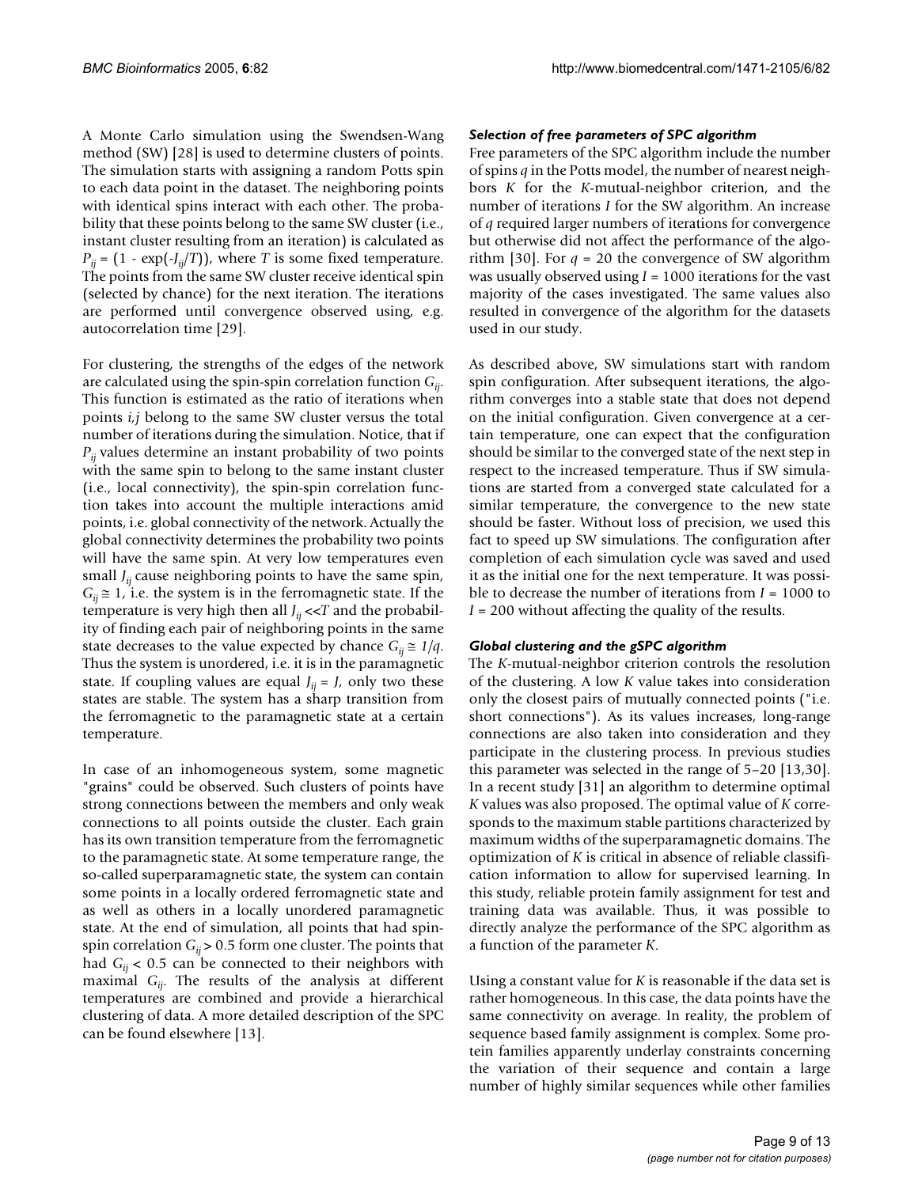A Monte Carlo simulation using the Swendsen-Wang method (SW) [28] is used to determine clusters of points. The simulation starts with assigning a random Potts spin to each data point in the dataset. The neighboring points with identical spins interact with each other. The probability that these points belong to the same SW cluster (i.e., instant cluster resulting from an iteration) is calculated as $P_{ij} = (1 - \exp(-J_{ij}/T))$, where $T$ is some fixed temperature. The points from the same SW cluster receive identical spin (selected by chance) for the next iteration. The iterations are performed until convergence observed using, e.g. autocorrelation time [29].

For clustering, the strengths of the edges of the network are calculated using the spin-spin correlation function $G_{ij}$. This function is estimated as the ratio of iterations when points $i,j$ belong to the same SW cluster versus the total number of iterations during the simulation. Notice, that if $P_{ij}$ values determine an instant probability of two points with the same spin to belong to the same instant cluster (i.e., local connectivity), the spin-spin correlation function takes into account the multiple interactions amid points, i.e. global connectivity of the network. Actually the global connectivity determines the probability two points will have the same spin. At very low temperatures even small $J_{ij}$ cause neighboring points to have the same spin, $G_{ij} \cong 1$, i.e. the system is in the ferromagnetic state. If the temperature is very high then all $J_{ij} << T$ and the probability of finding each pair of neighboring points in the same state decreases to the value expected by chance $G_{ij} \cong 1/q$. Thus the system is unordered, i.e. it is in the paramagnetic state. If coupling values are equal $J_{ij} = J$, only two these states are stable. The system has a sharp transition from the ferromagnetic to the paramagnetic state at a certain temperature.

In case of an inhomogeneous system, some magnetic "grains" could be observed. Such clusters of points have strong connections between the members and only weak connections to all points outside the cluster. Each grain has its own transition temperature from the ferromagnetic to the paramagnetic state. At some temperature range, the so-called superparamagnetic state, the system can contain some points in a locally ordered ferromagnetic state and as well as others in a locally unordered paramagnetic state. At the end of simulation, all points that had spin-spin correlation $G_{ij} > 0.5$ form one cluster. The points that had $G_{ij} < 0.5$ can be connected to their neighbors with maximal $G_{ij}$. The results of the analysis at different temperatures are combined and provide a hierarchical clustering of data. A more detailed description of the SPC can be found elsewhere [13].

### *Selection of free parameters of SPC algorithm*

Free parameters of the SPC algorithm include the number of spins $q$ in the Potts model, the number of nearest neighbors $K$ for the $K$-mutual-neighbor criterion, and the number of iterations $I$ for the SW algorithm. An increase of $q$ required larger numbers of iterations for convergence but otherwise did not affect the performance of the algorithm [30]. For $q = 20$ the convergence of SW algorithm was usually observed using $I = 1000$ iterations for the vast majority of the cases investigated. The same values also resulted in convergence of the algorithm for the datasets used in our study.

As described above, SW simulations start with random spin configuration. After subsequent iterations, the algorithm converges into a stable state that does not depend on the initial configuration. Given convergence at a certain temperature, one can expect that the configuration should be similar to the converged state of the next step in respect to the increased temperature. Thus if SW simulations are started from a converged state calculated for a similar temperature, the convergence to the new state should be faster. Without loss of precision, we used this fact to speed up SW simulations. The configuration after completion of each simulation cycle was saved and used it as the initial one for the next temperature. It was possible to decrease the number of iterations from $I = 1000$ to $I = 200$ without affecting the quality of the results.

### *Global clustering and the gSPC algorithm*

The $K$-mutual-neighbor criterion controls the resolution of the clustering. A low $K$ value takes into consideration only the closest pairs of mutually connected points ("i.e. short connections"). As its values increases, long-range connections are also taken into consideration and they participate in the clustering process. In previous studies this parameter was selected in the range of 5–20 [13,30]. In a recent study [31] an algorithm to determine optimal $K$ values was also proposed. The optimal value of $K$ corresponds to the maximum stable partitions characterized by maximum widths of the superparamagnetic domains. The optimization of $K$ is critical in absence of reliable classification information to allow for supervised learning. In this study, reliable protein family assignment for test and training data was available. Thus, it was possible to directly analyze the performance of the SPC algorithm as a function of the parameter $K$.

Using a constant value for $K$ is reasonable if the data set is rather homogeneous. In this case, the data points have the same connectivity on average. In reality, the problem of sequence based family assignment is complex. Some protein families apparently underlay constraints concerning the variation of their sequence and contain a large number of highly similar sequences while other families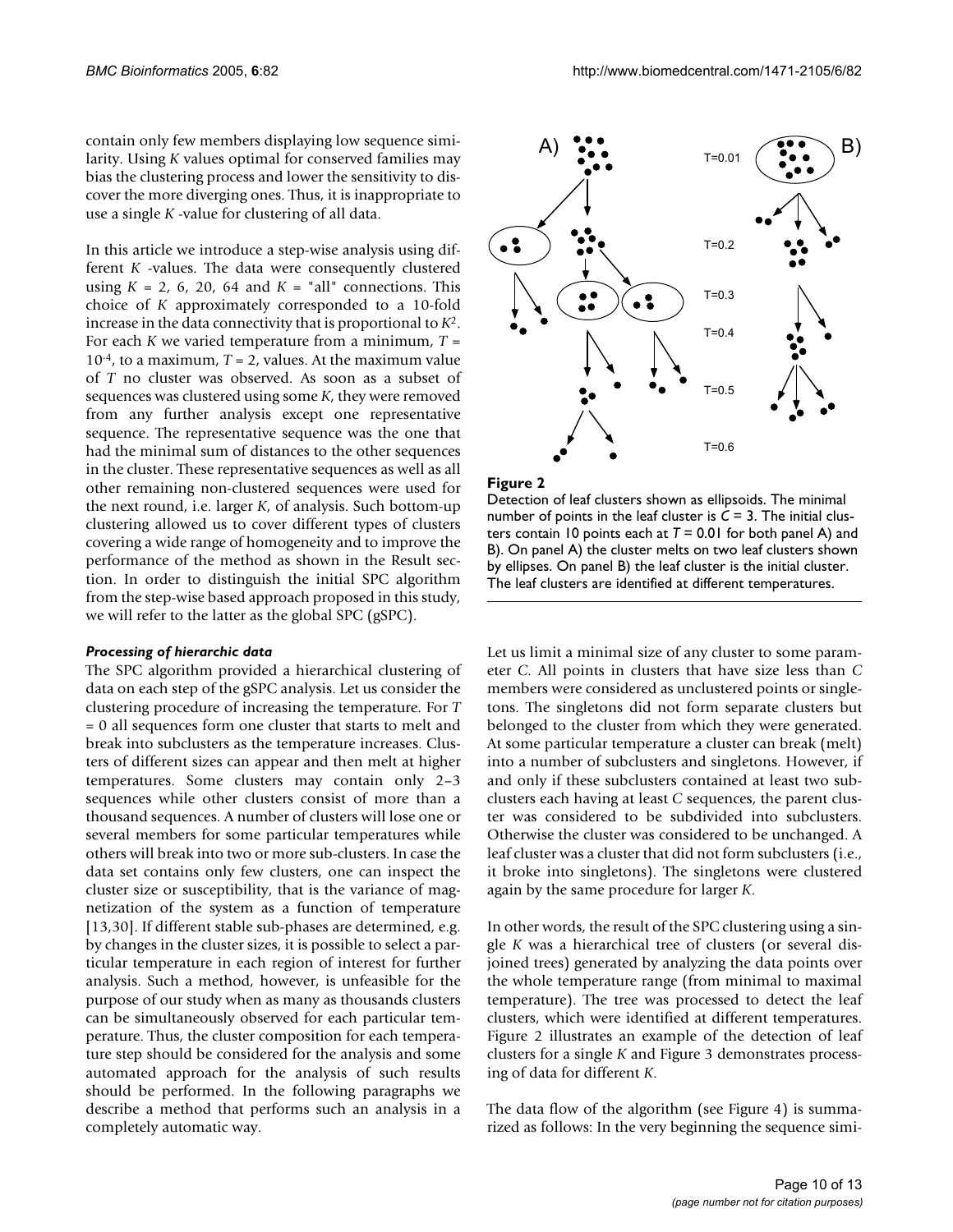contain only few members displaying low sequence similarity. Using $K$ values optimal for conserved families may bias the clustering process and lower the sensitivity to discover the more diverging ones. Thus, it is inappropriate to use a single $K$ -value for clustering of all data.

In this article we introduce a step-wise analysis using different $K$ -values. The data were consequently clustered using $K$ = 2, 6, 20, 64 and $K$ = "all" connections. This choice of $K$ approximately corresponded to a 10-fold increase in the data connectivity that is proportional to $K^2$. For each $K$ we varied temperature from a minimum, $T = 10^{-4}$, to a maximum, $T = 2$, values. At the maximum value of $T$ no cluster was observed. As soon as a subset of sequences was clustered using some $K$, they were removed from any further analysis except one representative sequence. The representative sequence was the one that had the minimal sum of distances to the other sequences in the cluster. These representative sequences as well as all other remaining non-clustered sequences were used for the next round, i.e. larger $K$, of analysis. Such bottom-up clustering allowed us to cover different types of clusters covering a wide range of homogeneity and to improve the performance of the method as shown in the Result section. In order to distinguish the initial SPC algorithm from the step-wise based approach proposed in this study, we will refer to the latter as the global SPC (gSPC).

#### *Processing of hierarchic data*

The SPC algorithm provided a hierarchical clustering of data on each step of the gSPC analysis. Let us consider the clustering procedure of increasing the temperature. For $T = 0$ all sequences form one cluster that starts to melt and break into subclusters as the temperature increases. Clusters of different sizes can appear and then melt at higher temperatures. Some clusters may contain only 2–3 sequences while other clusters consist of more than a thousand sequences. A number of clusters will lose one or several members for some particular temperatures while others will break into two or more sub-clusters. In case the data set contains only few clusters, one can inspect the cluster size or susceptibility, that is the variance of magnetization of the system as a function of temperature [13,30]. If different stable sub-phases are determined, e.g. by changes in the cluster sizes, it is possible to select a particular temperature in each region of interest for further analysis. Such a method, however, is unfeasible for the purpose of our study when as many as thousands clusters can be simultaneously observed for each particular temperature. Thus, the cluster composition for each temperature step should be considered for the analysis and some automated approach for the analysis of such results should be performed. In the following paragraphs we describe a method that performs such an analysis in a completely automatic way.

**Figure 2**

Detection of leaf clusters shown as ellipsoids. The minimal number of points in the leaf cluster is $C = 3$. The initial clusters contain 10 points each at $T = 0.01$ for both panel A) and B). On panel A) the cluster melts on two leaf clusters shown by ellipses. On panel B) the leaf cluster is the initial cluster. The leaf clusters are identified at different temperatures.

Let us limit a minimal size of any cluster to some parameter $C$. All points in clusters that have size less than $C$ members were considered as unclustered points or singletons. The singletons did not form separate clusters but belonged to the cluster from which they were generated. At some particular temperature a cluster can break (melt) into a number of subclusters and singletons. However, if and only if these subclusters contained at least two subclusters each having at least $C$ sequences, the parent cluster was considered to be subdivided into subclusters. Otherwise the cluster was considered to be unchanged. A leaf cluster was a cluster that did not form subclusters (i.e., it broke into singletons). The singletons were clustered again by the same procedure for larger $K$.

In other words, the result of the SPC clustering using a single $K$ was a hierarchical tree of clusters (or several disjoined trees) generated by analyzing the data points over the whole temperature range (from minimal to maximal temperature). The tree was processed to detect the leaf clusters, which were identified at different temperatures. Figure 2 illustrates an example of the detection of leaf clusters for a single $K$ and Figure 3 demonstrates processing of data for different $K$.

The data flow of the algorithm (see Figure 4) is summarized as follows: In the very beginning the sequence simi-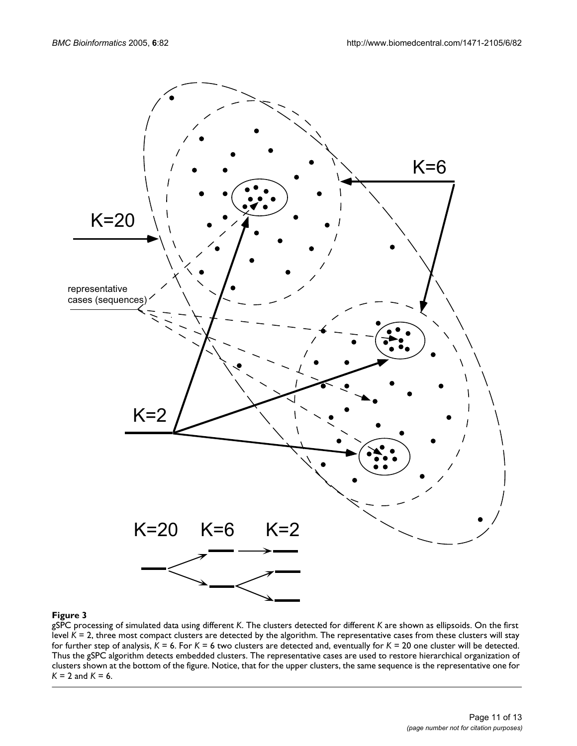**Figure 3**

gSPC processing of simulated data using different $K$. The clusters detected for different $K$ are shown as ellipsoids. On the first level $K = 2$, three most compact clusters are detected by the algorithm. The representative cases from these clusters will stay for further step of analysis, $K = 6$. For $K = 6$ two clusters are detected and, eventually for $K = 20$ one cluster will be detected. Thus the gSPC algorithm detects embedded clusters. The representative cases are used to restore hierarchical organization of clusters shown at the bottom of the figure. Notice, that for the upper clusters, the same sequence is the representative one for $K = 2$ and $K = 6$.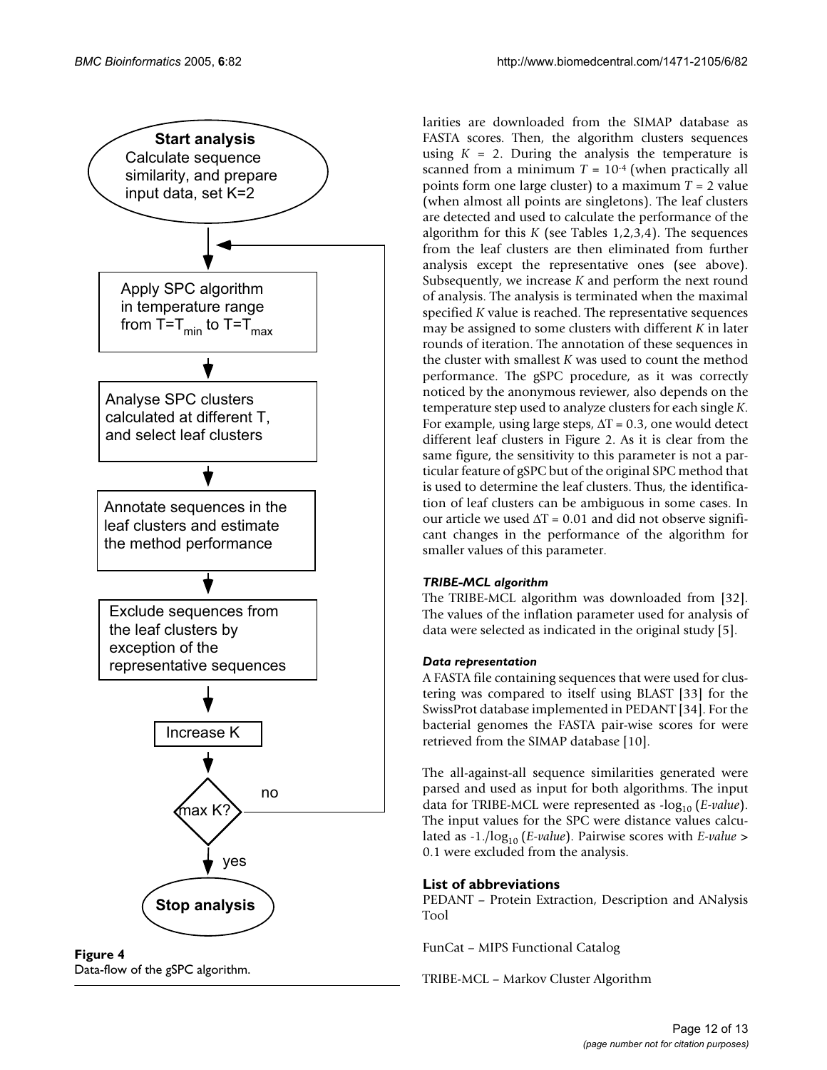**Figure 4**
Data-flow of the gSPC algorithm.

larities are downloaded from the SIMAP database as FASTA scores. Then, the algorithm clusters sequences using $K = 2$. During the analysis the temperature is scanned from a minimum $T = 10^{-4}$ (when practically all points form one large cluster) to a maximum $T = 2$ value (when almost all points are singletons). The leaf clusters are detected and used to calculate the performance of the algorithm for this $K$ (see Tables 1,2,3,4). The sequences from the leaf clusters are then eliminated from further analysis except the representative ones (see above). Subsequently, we increase $K$ and perform the next round of analysis. The analysis is terminated when the maximal specified $K$ value is reached. The representative sequences may be assigned to some clusters with different $K$ in later rounds of iteration. The annotation of these sequences in the cluster with smallest $K$ was used to count the method performance. The gSPC procedure, as it was correctly noticed by the anonymous reviewer, also depends on the temperature step used to analyze clusters for each single $K$. For example, using large steps, $\Delta T = 0.3$, one would detect different leaf clusters in Figure 2. As it is clear from the same figure, the sensitivity to this parameter is not a particular feature of gSPC but of the original SPC method that is used to determine the leaf clusters. Thus, the identification of leaf clusters can be ambiguous in some cases. In our article we used $\Delta T = 0.01$ and did not observe significant changes in the performance of the algorithm for smaller values of this parameter.

#### *TRIBE-MCL algorithm*

The TRIBE-MCL algorithm was downloaded from [32]. The values of the inflation parameter used for analysis of data were selected as indicated in the original study [5].

#### *Data representation*

A FASTA file containing sequences that were used for clustering was compared to itself using BLAST [33] for the SwissProt database implemented in PEDANT [34]. For the bacterial genomes the FASTA pair-wise scores for were retrieved from the SIMAP database [10].

The all-against-all sequence similarities generated were parsed and used as input for both algorithms. The input data for TRIBE-MCL were represented as $-\log_{10}$ (*E-value*). The input values for the SPC were distance values calculated as $-1./\log_{10}$ (*E-value*). Pairwise scores with *E-value* > 0.1 were excluded from the analysis.

## List of abbreviations

PEDANT – Protein Extraction, Description and ANalysis Tool

FunCat – MIPS Functional Catalog

TRIBE-MCL – Markov Cluster Algorithm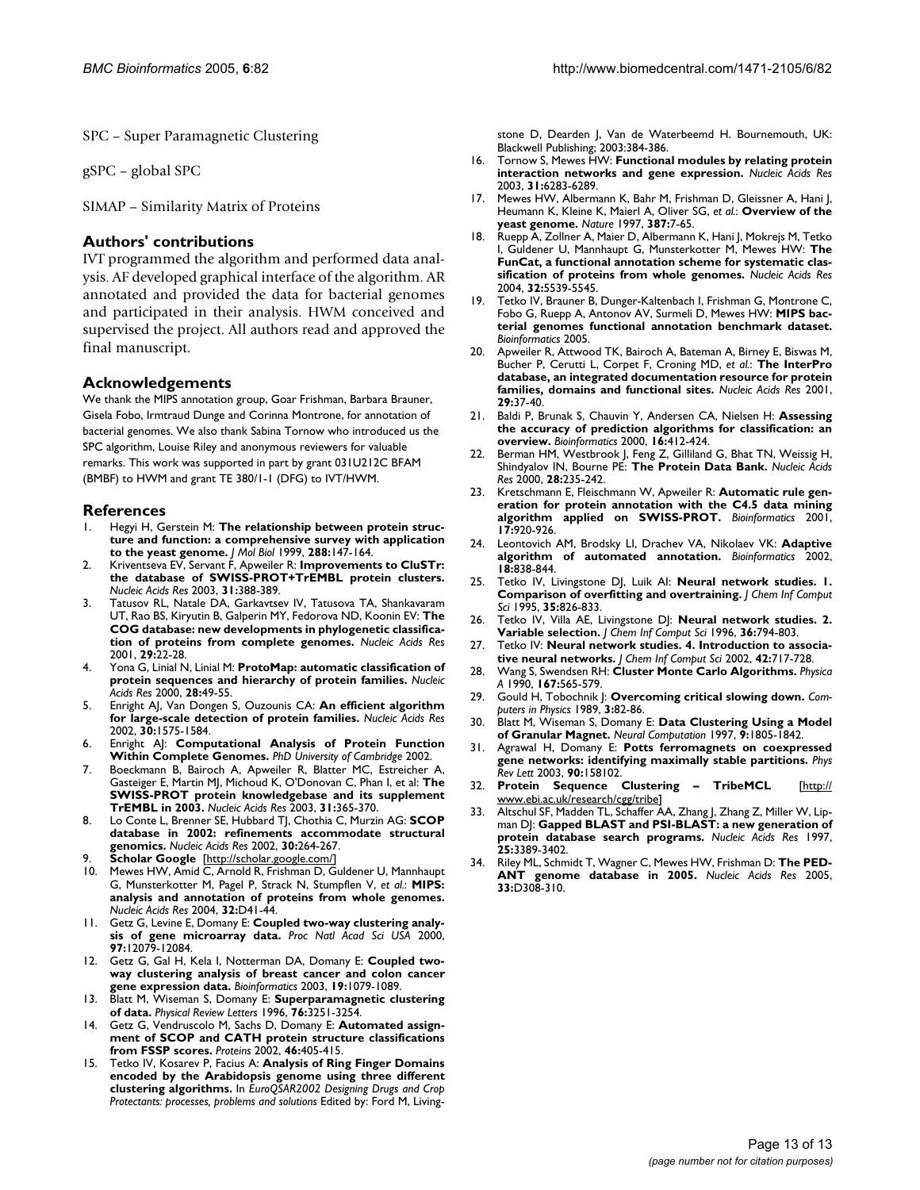SPC – Super Paramagnetic Clustering

gSPC – global SPC

SIMAP – Similarity Matrix of Proteins

## Authors' contributions

IVT programmed the algorithm and performed data analysis. AF developed graphical interface of the algorithm. AR annotated and provided the data for bacterial genomes and participated in their analysis. HWM conceived and supervised the project. All authors read and approved the final manuscript.

## Acknowledgements

We thank the MIPS annotation group, Goar Frishman, Barbara Brauner, Gisela Fobo, Irmtraud Dunge and Corinna Montrone, for annotation of bacterial genomes. We also thank Sabina Tornow who introduced us the SPC algorithm, Louise Riley and anonymous reviewers for valuable remarks. This work was supported in part by grant 031U212C BFAM (BMBF) to HWM and grant TE 380/1-1 (DFG) to IVT/HWM.

## References

1. Hegyi H, Gerstein M: **The relationship between protein structure and function: a comprehensive survey with application to the yeast genome.** *J Mol Biol* 1999, **288:**147-164.
2. Kriventseva EV, Servant F, Apweiler R: **Improvements to CluSTr: the database of SWISS-PROT+TrEMBL protein clusters.** *Nucleic Acids Res* 2003, **31:**388-389.
3. Tatusov RL, Natale DA, Garkavtsev IV, Tatusova TA, Shankavaram UT, Rao BS, Kiryutin B, Galperin MY, Fedorova ND, Koonin EV: **The COG database: new developments in phylogenetic classification of proteins from complete genomes.** *Nucleic Acids Res* 2001, **29:**22-28.
4. Yona G, Linial N, Linial M: **ProtoMap: automatic classification of protein sequences and hierarchy of protein families.** *Nucleic Acids Res* 2000, **28:**49-55.
5. Enright AJ, Van Dongen S, Ouzounis CA: **An efficient algorithm for large-scale detection of protein families.** *Nucleic Acids Res* 2002, **30:**1575-1584.
6. Enright AJ: **Computational Analysis of Protein Function Within Complete Genomes.** *PhD University of Cambridge* 2002.
7. Boeckmann B, Bairoch A, Apweiler R, Blatter MC, Estreicher A, Gasteiger E, Martin MJ, Michoud K, O'Donovan C, Phan I, et al: **The SWISS-PROT protein knowledgebase and its supplement TrEMBL in 2003.** *Nucleic Acids Res* 2003, **31:**365-370.
8. Lo Conte L, Brenner SE, Hubbard TJ, Chothia C, Murzin AG: **SCOP database in 2002: refinements accommodate structural genomics.** *Nucleic Acids Res* 2002, **30:**264-267.
9. **Scholar Google** [http://scholar.google.com/]
10. Mewes HW, Amid C, Arnold R, Frishman D, Guldener U, Mannhaupt G, Munsterkotter M, Pagel P, Strack N, Stumpflen V, *et al.*: **MIPS: analysis and annotation of proteins from whole genomes.** *Nucleic Acids Res* 2004, **32:**D41-44.
11. Getz G, Levine E, Domany E: **Coupled two-way clustering analysis of gene microarray data.** *Proc Natl Acad Sci USA* 2000, **97:**12079-12084.
12. Getz G, Gal H, Kela I, Notterman DA, Domany E: **Coupled two-way clustering analysis of breast cancer and colon cancer gene expression data.** *Bioinformatics* 2003, **19:**1079-1089.
13. Blatt M, Wiseman S, Domany E: **Superparamagnetic clustering of data.** *Physical Review Letters* 1996, **76:**3251-3254.
14. Getz G, Vendruscolo M, Sachs D, Domany E: **Automated assignment of SCOP and CATH protein structure classifications from FSSP scores.** *Proteins* 2002, **46:**405-415.
15. Tetko IV, Kosarev P, Facius A: **Analysis of Ring Finger Domains encoded by the Arabidopsis genome using three different clustering algorithms.** In *EuroQSAR2002 Designing Drugs and Crop Protectants: processes, problems and solutions* Edited by: Ford M, Livingstone D, Dearden J, Van de Waterbeemd H. Bournemouth, UK: Blackwell Publishing; 2003:384-386.
16. Tornow S, Mewes HW: **Functional modules by relating protein interaction networks and gene expression.** *Nucleic Acids Res* 2003, **31:**6283-6289.
17. Mewes HW, Albermann K, Bahr M, Frishman D, Gleissner A, Hani J, Heumann K, Kleine K, Maierl A, Oliver SG, *et al.*: **Overview of the yeast genome.** *Nature* 1997, **387:**7-65.
18. Ruepp A, Zollner A, Maier D, Albermann K, Hani J, Mokrejs M, Tetko I, Guldener U, Mannhaupt G, Munsterkotter M, Mewes HW: **The FunCat, a functional annotation scheme for systematic classification of proteins from whole genomes.** *Nucleic Acids Res* 2004, **32:**5539-5545.
19. Tetko IV, Brauner B, Dunger-Kaltenbach I, Frishman G, Montrone C, Fobo G, Ruepp A, Antonov AV, Surmeli D, Mewes HW: **MIPS bacterial genomes functional annotation benchmark dataset.** *Bioinformatics* 2005.
20. Apweiler R, Attwood TK, Bairoch A, Bateman A, Birney E, Biswas M, Bucher P, Cerutti L, Corpet F, Croning MD, *et al.*: **The InterPro database, an integrated documentation resource for protein families, domains and functional sites.** *Nucleic Acids Res* 2001, **29:**37-40.
21. Baldi P, Brunak S, Chauvin Y, Andersen CA, Nielsen H: **Assessing the accuracy of prediction algorithms for classification: an overview.** *Bioinformatics* 2000, **16:**412-424.
22. Berman HM, Westbrook J, Feng Z, Gilliland G, Bhat TN, Weissig H, Shindyalov IN, Bourne PE: **The Protein Data Bank.** *Nucleic Acids Res* 2000, **28:**235-242.
23. Kretschmann E, Fleischmann W, Apweiler R: **Automatic rule generation for protein annotation with the C4.5 data mining algorithm applied on SWISS-PROT.** *Bioinformatics* 2001, **17:**920-926.
24. Leontovich AM, Brodsky LI, Drachev VA, Nikolaev VK: **Adaptive algorithm of automated annotation.** *Bioinformatics* 2002, **18:**838-844.
25. Tetko IV, Livingstone DJ, Luik AI: **Neural network studies. 1. Comparison of overfitting and overtraining.** *J Chem Inf Comput Sci* 1995, **35:**826-833.
26. Tetko IV, Villa AE, Livingstone DJ: **Neural network studies. 2. Variable selection.** *J Chem Inf Comput Sci* 1996, **36:**794-803.
27. Tetko IV: **Neural network studies. 4. Introduction to associative neural networks.** *J Chem Inf Comput Sci* 2002, **42:**717-728.
28. Wang S, Swendsen RH: **Cluster Monte Carlo Algorithms.** *Physica A* 1990, **167:**565-579.
29. Gould H, Tobochnik J: **Overcoming critical slowing down.** *Computers in Physics* 1989, **3:**82-86.
30. Blatt M, Wiseman S, Domany E: **Data Clustering Using a Model of Granular Magnet.** *Neural Computation* 1997, **9:**1805-1842.
31. Agrawal H, Domany E: **Potts ferromagnets on coexpressed gene networks: identifying maximally stable partitions.** *Phys Rev Lett* 2003, **90:**158102.
32. **Protein Sequence Clustering – TribeMCL** [http://www.ebi.ac.uk/research/cgg/tribe]
33. Altschul SF, Madden TL, Schaffer AA, Zhang J, Zhang Z, Miller W, Lipman DJ: **Gapped BLAST and PSI-BLAST: a new generation of protein database search programs.** *Nucleic Acids Res* 1997, **25:**3389-3402.
34. Riley ML, Schmidt T, Wagner C, Mewes HW, Frishman D: **The PEDANT genome database in 2005.** *Nucleic Acids Res* 2005, **33:**D308-310.